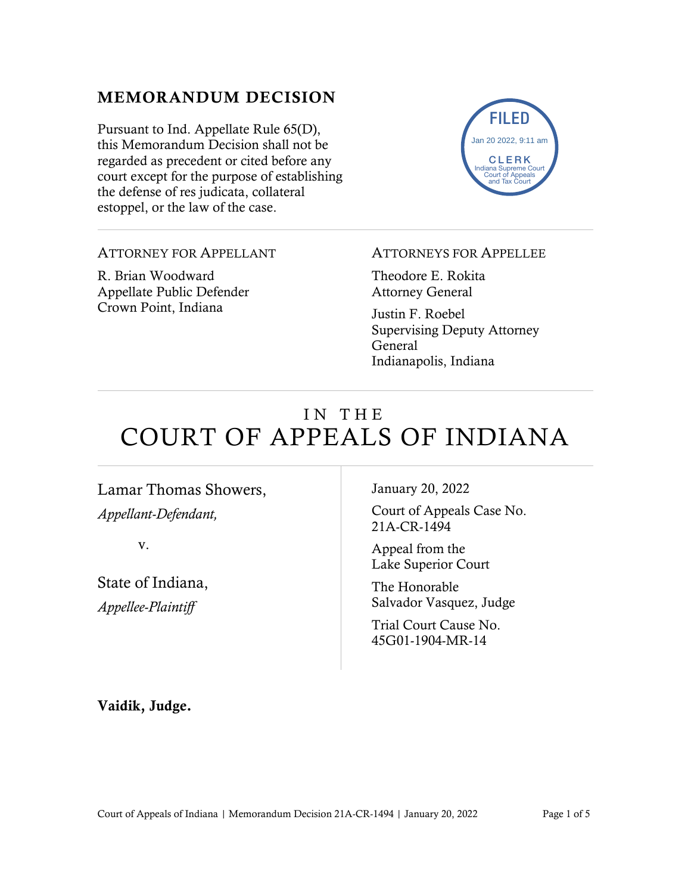## MEMORANDUM DECISION

Pursuant to Ind. Appellate Rule 65(D), this Memorandum Decision shall not be regarded as precedent or cited before any court except for the purpose of establishing the defense of res judicata, collateral estoppel, or the law of the case.

FILED
Jan 20 2022, 9:11 am
CLERK
Indiana Supreme Court
Court of Appeals
and Tax Court

---

ATTORNEY FOR APPELLANT

R. Brian Woodward
Appellate Public Defender
Crown Point, Indiana

ATTORNEYS FOR APPELLEE

Theodore E. Rokita
Attorney General

Justin F. Roebel
Supervising Deputy Attorney General
Indianapolis, Indiana

---

# IN THE COURT OF APPEALS OF INDIANA

---

Lamar Thomas Showers,
*Appellant-Defendant,*

v.

State of Indiana,
*Appellee-Plaintiff*

January 20, 2022

Court of Appeals Case No. 21A-CR-1494

Appeal from the Lake Superior Court

The Honorable Salvador Vasquez, Judge

Trial Court Cause No. 45G01-1904-MR-14

**Vaidik, Judge.**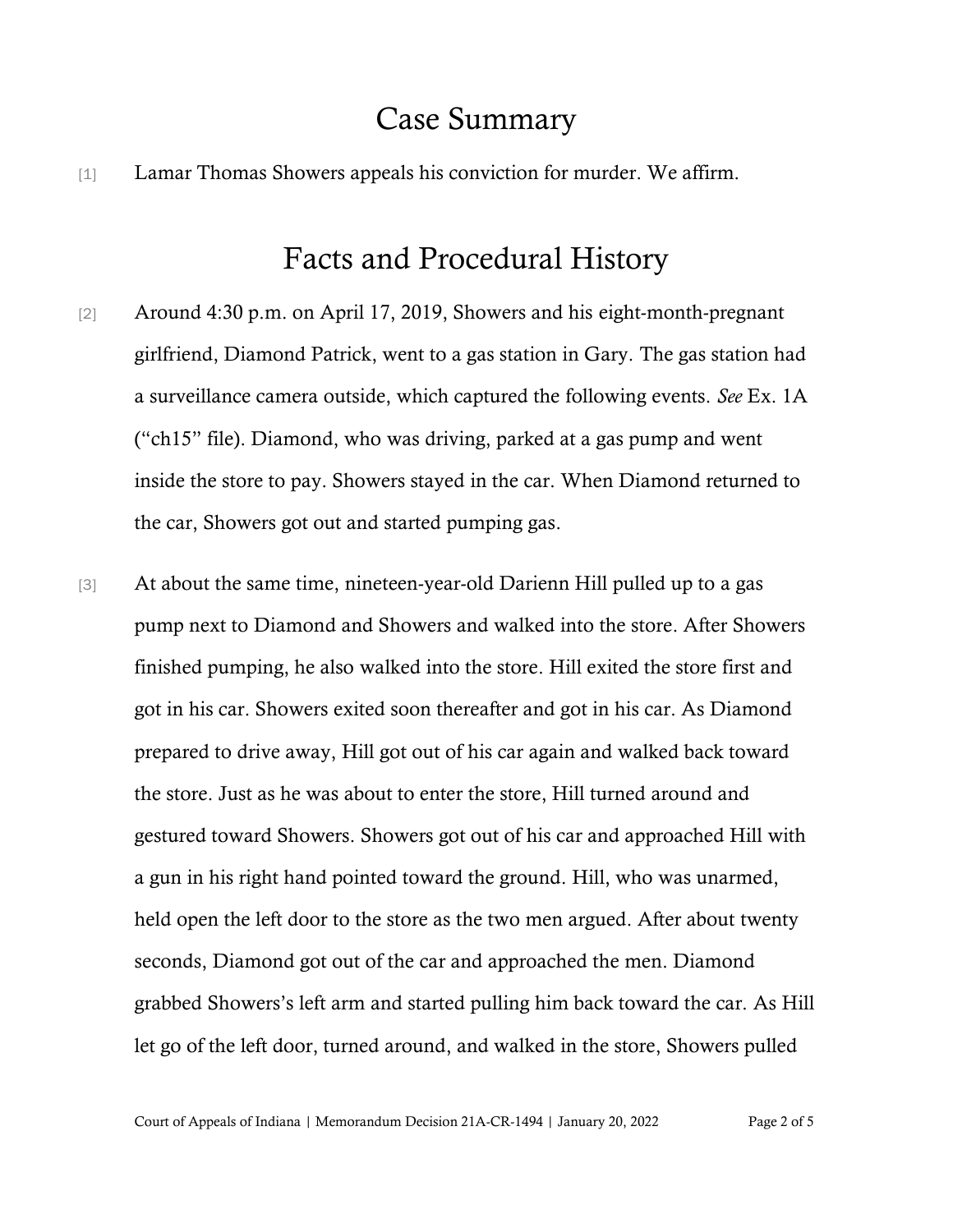# Case Summary

[1] Lamar Thomas Showers appeals his conviction for murder. We affirm.

# Facts and Procedural History

[2] Around 4:30 p.m. on April 17, 2019, Showers and his eight-month-pregnant girlfriend, Diamond Patrick, went to a gas station in Gary. The gas station had a surveillance camera outside, which captured the following events. *See* Ex. 1A ("ch15" file). Diamond, who was driving, parked at a gas pump and went inside the store to pay. Showers stayed in the car. When Diamond returned to the car, Showers got out and started pumping gas.

[3] At about the same time, nineteen-year-old Darienn Hill pulled up to a gas pump next to Diamond and Showers and walked into the store. After Showers finished pumping, he also walked into the store. Hill exited the store first and got in his car. Showers exited soon thereafter and got in his car. As Diamond prepared to drive away, Hill got out of his car again and walked back toward the store. Just as he was about to enter the store, Hill turned around and gestured toward Showers. Showers got out of his car and approached Hill with a gun in his right hand pointed toward the ground. Hill, who was unarmed, held open the left door to the store as the two men argued. After about twenty seconds, Diamond got out of the car and approached the men. Diamond grabbed Showers's left arm and started pulling him back toward the car. As Hill let go of the left door, turned around, and walked in the store, Showers pulled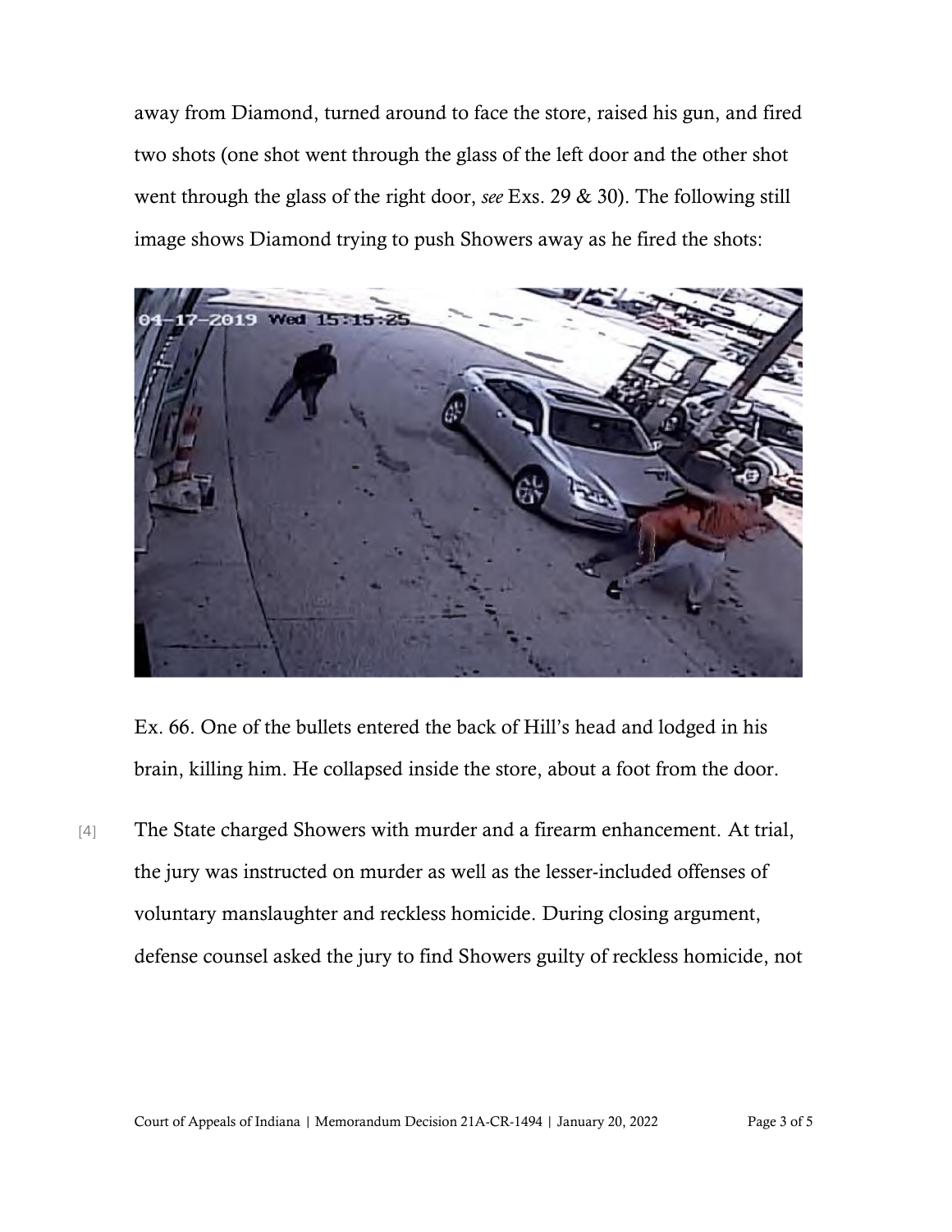away from Diamond, turned around to face the store, raised his gun, and fired two shots (one shot went through the glass of the left door and the other shot went through the glass of the right door, *see* Exs. 29 & 30). The following still image shows Diamond trying to push Showers away as he fired the shots:

Ex. 66. One of the bullets entered the back of Hill's head and lodged in his brain, killing him. He collapsed inside the store, about a foot from the door.

[4] The State charged Showers with murder and a firearm enhancement. At trial, the jury was instructed on murder as well as the lesser-included offenses of voluntary manslaughter and reckless homicide. During closing argument, defense counsel asked the jury to find Showers guilty of reckless homicide, not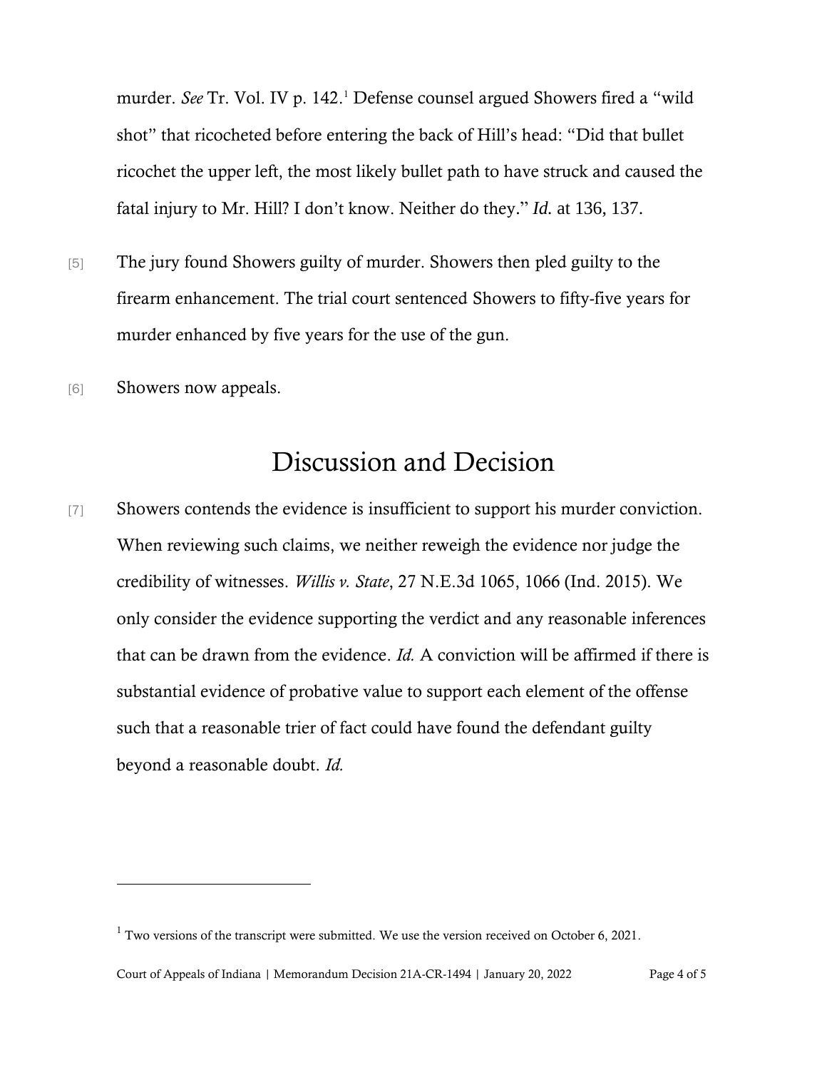murder. *See* Tr. Vol. IV p. 142.[1] Defense counsel argued Showers fired a "wild shot" that ricocheted before entering the back of Hill's head: "Did that bullet ricochet the upper left, the most likely bullet path to have struck and caused the fatal injury to Mr. Hill? I don't know. Neither do they." *Id.* at 136, 137.

[5] The jury found Showers guilty of murder. Showers then pled guilty to the firearm enhancement. The trial court sentenced Showers to fifty-five years for murder enhanced by five years for the use of the gun.

[6] Showers now appeals.

# Discussion and Decision

[7] Showers contends the evidence is insufficient to support his murder conviction. When reviewing such claims, we neither reweigh the evidence nor judge the credibility of witnesses. *Willis v. State*, 27 N.E.3d 1065, 1066 (Ind. 2015). We only consider the evidence supporting the verdict and any reasonable inferences that can be drawn from the evidence. *Id.* A conviction will be affirmed if there is substantial evidence of probative value to support each element of the offense such that a reasonable trier of fact could have found the defendant guilty beyond a reasonable doubt. *Id.*

---

[1] Two versions of the transcript were submitted. We use the version received on October 6, 2021.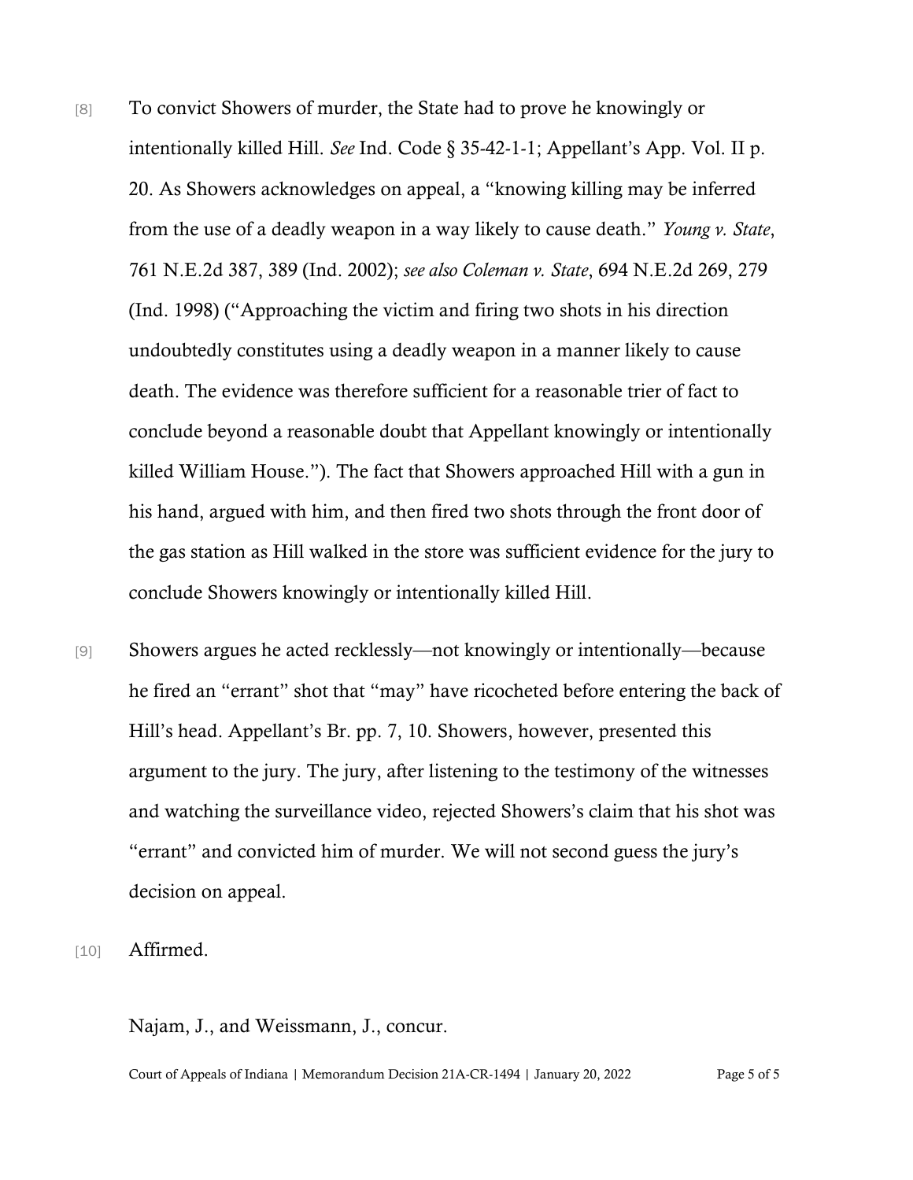[8] To convict Showers of murder, the State had to prove he knowingly or intentionally killed Hill. *See* Ind. Code § 35-42-1-1; Appellant's App. Vol. II p. 20. As Showers acknowledges on appeal, a "knowing killing may be inferred from the use of a deadly weapon in a way likely to cause death." *Young v. State*, 761 N.E.2d 387, 389 (Ind. 2002); *see also Coleman v. State*, 694 N.E.2d 269, 279 (Ind. 1998) ("Approaching the victim and firing two shots in his direction undoubtedly constitutes using a deadly weapon in a manner likely to cause death. The evidence was therefore sufficient for a reasonable trier of fact to conclude beyond a reasonable doubt that Appellant knowingly or intentionally killed William House."). The fact that Showers approached Hill with a gun in his hand, argued with him, and then fired two shots through the front door of the gas station as Hill walked in the store was sufficient evidence for the jury to conclude Showers knowingly or intentionally killed Hill.

[9] Showers argues he acted recklessly—not knowingly or intentionally—because he fired an "errant" shot that "may" have ricocheted before entering the back of Hill's head. Appellant's Br. pp. 7, 10. Showers, however, presented this argument to the jury. The jury, after listening to the testimony of the witnesses and watching the surveillance video, rejected Showers's claim that his shot was "errant" and convicted him of murder. We will not second guess the jury's decision on appeal.

[10] Affirmed.

Najam, J., and Weissmann, J., concur.